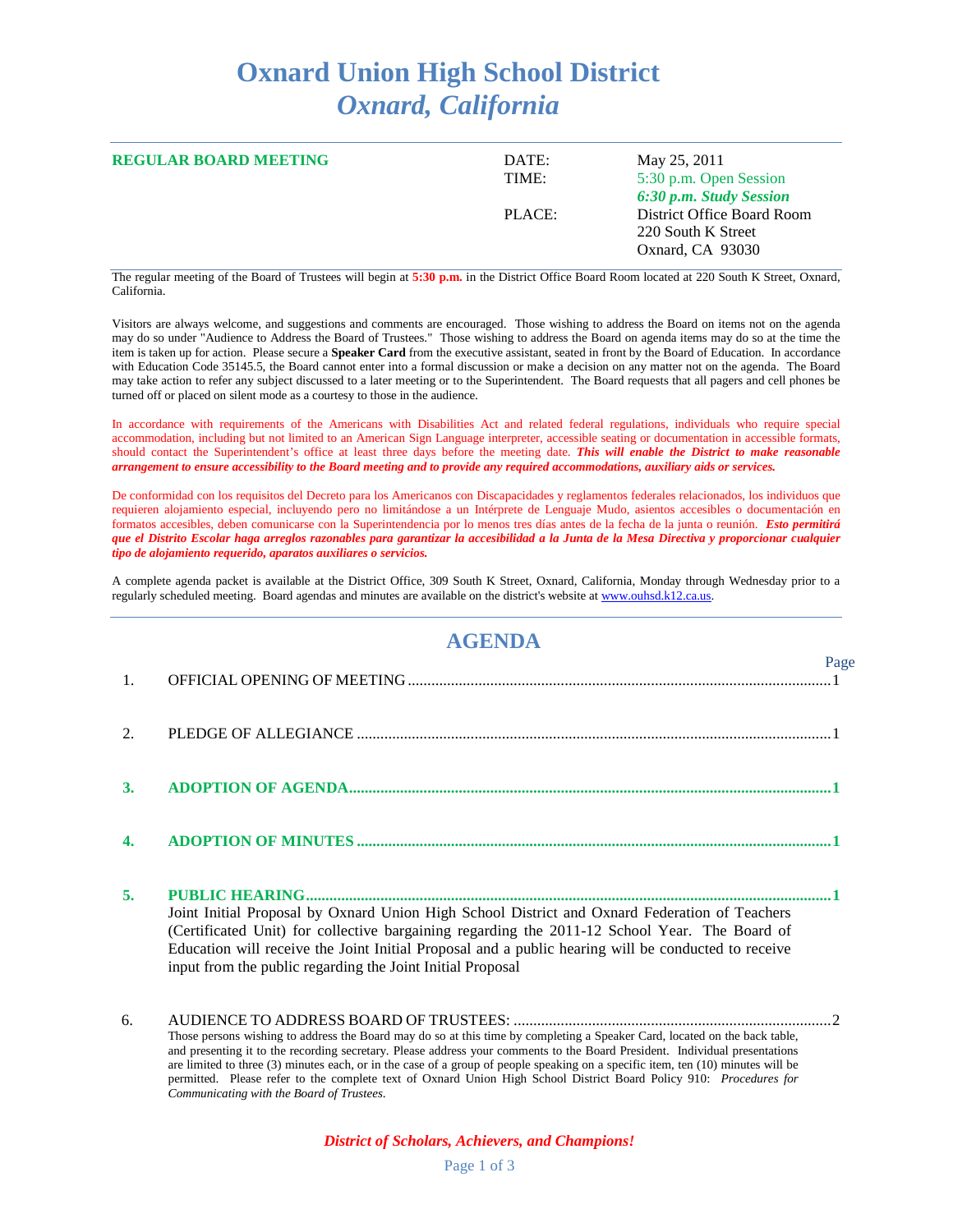# Oxnard Union High School District
## *Oxnard, California*

**REGULAR BOARD MEETING**

| | |
|---|---|
| DATE: | May 25, 2011 |
| TIME: | 5:30 p.m. Open Session<br>***6:30 p.m. Study Session*** |
| PLACE: | District Office Board Room<br>220 South K Street<br>Oxnard, CA 93030 |

The regular meeting of the Board of Trustees will begin at **5:30 p.m.** in the District Office Board Room located at 220 South K Street, Oxnard, California.

Visitors are always welcome, and suggestions and comments are encouraged. Those wishing to address the Board on items not on the agenda may do so under "Audience to Address the Board of Trustees." Those wishing to address the Board on agenda items may do so at the time the item is taken up for action. Please secure a **Speaker Card** from the executive assistant, seated in front by the Board of Education. In accordance with Education Code 35145.5, the Board cannot enter into a formal discussion or make a decision on any matter not on the agenda. The Board may take action to refer any subject discussed to a later meeting or to the Superintendent. The Board requests that all pagers and cell phones be turned off or placed on silent mode as a courtesy to those in the audience.

In accordance with requirements of the Americans with Disabilities Act and related federal regulations, individuals who require special accommodation, including but not limited to an American Sign Language interpreter, accessible seating or documentation in accessible formats, should contact the Superintendent's office at least three days before the meeting date. ***This will enable the District to make reasonable arrangement to ensure accessibility to the Board meeting and to provide any required accommodations, auxiliary aids or services.***

De conformidad con los requisitos del Decreto para los Americanos con Discapacidades y reglamentos federales relacionados, los individuos que requieren alojamiento especial, incluyendo pero no limitándose a un Intérprete de Lenguaje Mudo, asientos accesibles o documentación en formatos accesibles, deben comunicarse con la Superintendencia por lo menos tres días antes de la fecha de la junta o reunión. ***Esto permitirá que el Distrito Escolar haga arreglos razonables para garantizar la accesibilidad a la Junta de la Mesa Directiva y proporcionar cualquier tipo de alojamiento requerido, aparatos auxiliares o servicios.***

A complete agenda packet is available at the District Office, 309 South K Street, Oxnard, California, Monday through Wednesday prior to a regularly scheduled meeting. Board agendas and minutes are available on the district's website at www.ouhsd.k12.ca.us.

## AGENDA

| | | Page |
|---|---|---|
| 1. | OFFICIAL OPENING OF MEETING | 1 |
| 2. | PLEDGE OF ALLEGIANCE | 1 |
| **3.** | **ADOPTION OF AGENDA** | **1** |
| **4.** | **ADOPTION OF MINUTES** | **1** |
| **5.** | **PUBLIC HEARING** | **1** |

Joint Initial Proposal by Oxnard Union High School District and Oxnard Federation of Teachers (Certificated Unit) for collective bargaining regarding the 2011-12 School Year. The Board of Education will receive the Joint Initial Proposal and a public hearing will be conducted to receive input from the public regarding the Joint Initial Proposal

| | | |
|---|---|---|
| 6. | AUDIENCE TO ADDRESS BOARD OF TRUSTEES: | 2 |

Those persons wishing to address the Board may do so at this time by completing a Speaker Card, located on the back table, and presenting it to the recording secretary. Please address your comments to the Board President. Individual presentations are limited to three (3) minutes each, or in the case of a group of people speaking on a specific item, ten (10) minutes will be permitted. Please refer to the complete text of Oxnard Union High School District Board Policy 910: *Procedures for Communicating with the Board of Trustees.*

*District of Scholars, Achievers, and Champions!*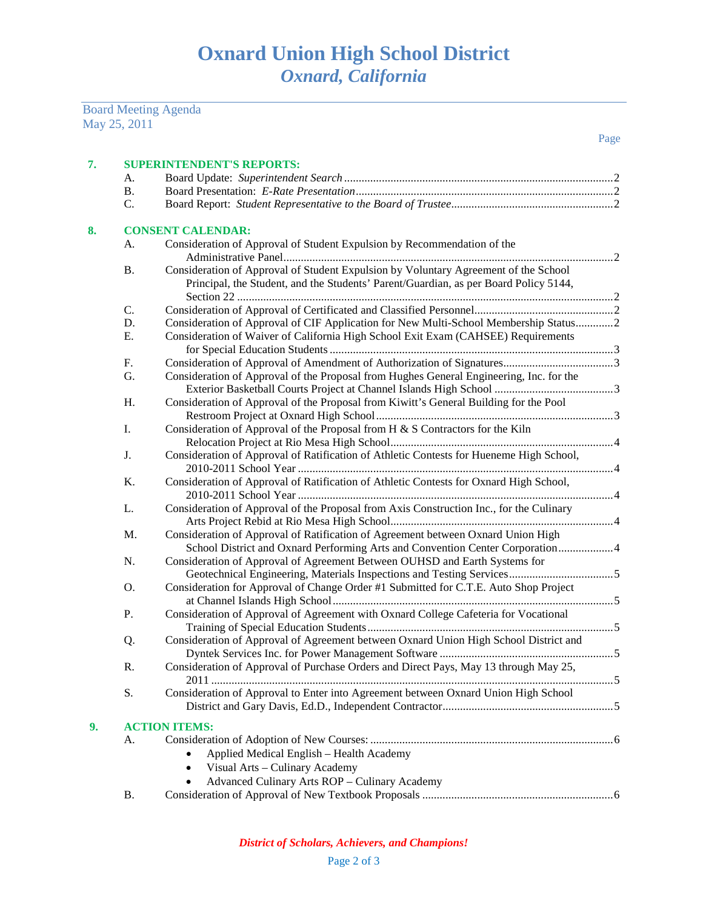# Oxnard Union High School District
## *Oxnard, California*

Board Meeting Agenda
May 25, 2011

Page

**7. SUPERINTENDENT'S REPORTS:**

- A. Board Update: *Superintendent Search* ... 2
- B. Board Presentation: *E-Rate Presentation* ... 2
- C. Board Report: *Student Representative to the Board of Trustee* ... 2

**8. CONSENT CALENDAR:**

- A. Consideration of Approval of Student Expulsion by Recommendation of the Administrative Panel ... 2
- B. Consideration of Approval of Student Expulsion by Voluntary Agreement of the School Principal, the Student, and the Students' Parent/Guardian, as per Board Policy 5144, Section 22 ... 2
- C. Consideration of Approval of Certificated and Classified Personnel ... 2
- D. Consideration of Approval of CIF Application for New Multi-School Membership Status ... 2
- E. Consideration of Waiver of California High School Exit Exam (CAHSEE) Requirements for Special Education Students ... 3
- F. Consideration of Approval of Amendment of Authorization of Signatures ... 3
- G. Consideration of Approval of the Proposal from Hughes General Engineering, Inc. for the Exterior Basketball Courts Project at Channel Islands High School ... 3
- H. Consideration of Approval of the Proposal from Kiwitt's General Building for the Pool Restroom Project at Oxnard High School ... 3
- I. Consideration of Approval of the Proposal from H & S Contractors for the Kiln Relocation Project at Rio Mesa High School ... 4
- J. Consideration of Approval of Ratification of Athletic Contests for Hueneme High School, 2010-2011 School Year ... 4
- K. Consideration of Approval of Ratification of Athletic Contests for Oxnard High School, 2010-2011 School Year ... 4
- L. Consideration of Approval of the Proposal from Axis Construction Inc., for the Culinary Arts Project Rebid at Rio Mesa High School ... 4
- M. Consideration of Approval of Ratification of Agreement between Oxnard Union High School District and Oxnard Performing Arts and Convention Center Corporation ... 4
- N. Consideration of Approval of Agreement Between OUHSD and Earth Systems for Geotechnical Engineering, Materials Inspections and Testing Services ... 5
- O. Consideration for Approval of Change Order #1 Submitted for C.T.E. Auto Shop Project at Channel Islands High School ... 5
- P. Consideration of Approval of Agreement with Oxnard College Cafeteria for Vocational Training of Special Education Students ... 5
- Q. Consideration of Approval of Agreement between Oxnard Union High School District and Dyntek Services Inc. for Power Management Software ... 5
- R. Consideration of Approval of Purchase Orders and Direct Pays, May 13 through May 25, 2011 ... 5
- S. Consideration of Approval to Enter into Agreement between Oxnard Union High School District and Gary Davis, Ed.D., Independent Contractor ... 5

**9. ACTION ITEMS:**

- A. Consideration of Adoption of New Courses: ... 6
  - Applied Medical English – Health Academy
  - Visual Arts – Culinary Academy
  - Advanced Culinary Arts ROP – Culinary Academy
- B. Consideration of Approval of New Textbook Proposals ... 6

*District of Scholars, Achievers, and Champions!*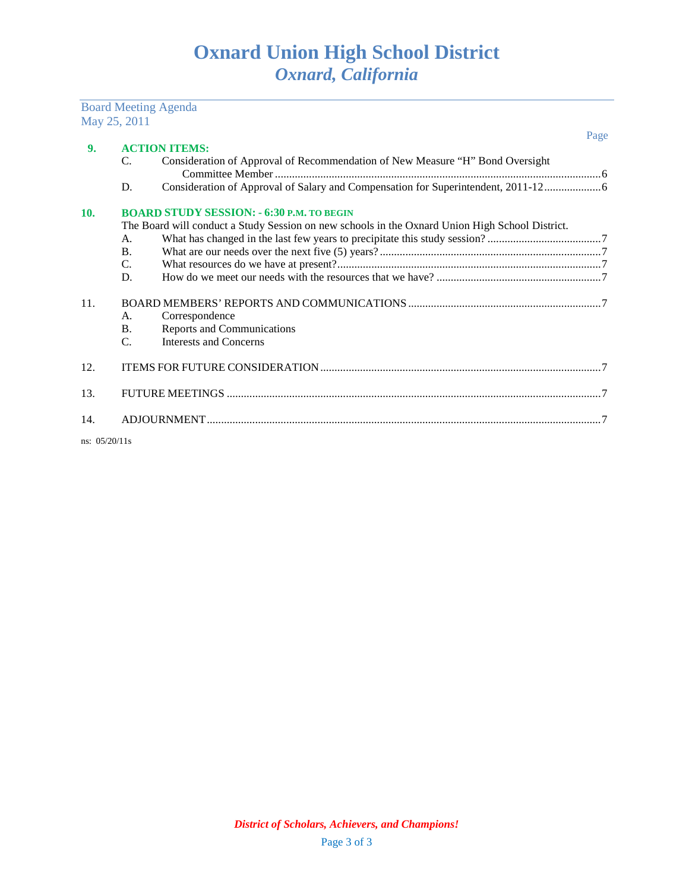# Oxnard Union High School District
## *Oxnard, California*

Board Meeting Agenda
May 25, 2011

Page

**9. ACTION ITEMS:**

- C. Consideration of Approval of Recommendation of New Measure "H" Bond Oversight Committee Member ........ 6
- D. Consideration of Approval of Salary and Compensation for Superintendent, 2011-12 ........ 6

**10. BOARD STUDY SESSION: - 6:30 P.M. TO BEGIN**

The Board will conduct a Study Session on new schools in the Oxnard Union High School District.

- A. What has changed in the last few years to precipitate this study session? ........ 7
- B. What are our needs over the next five (5) years? ........ 7
- C. What resources do we have at present? ........ 7
- D. How do we meet our needs with the resources that we have? ........ 7

11. BOARD MEMBERS' REPORTS AND COMMUNICATIONS ........ 7

- A. Correspondence
- B. Reports and Communications
- C. Interests and Concerns

12. ITEMS FOR FUTURE CONSIDERATION ........ 7

13. FUTURE MEETINGS ........ 7

14. ADJOURNMENT ........ 7

ns: 05/20/11s

***District of Scholars, Achievers, and Champions!***